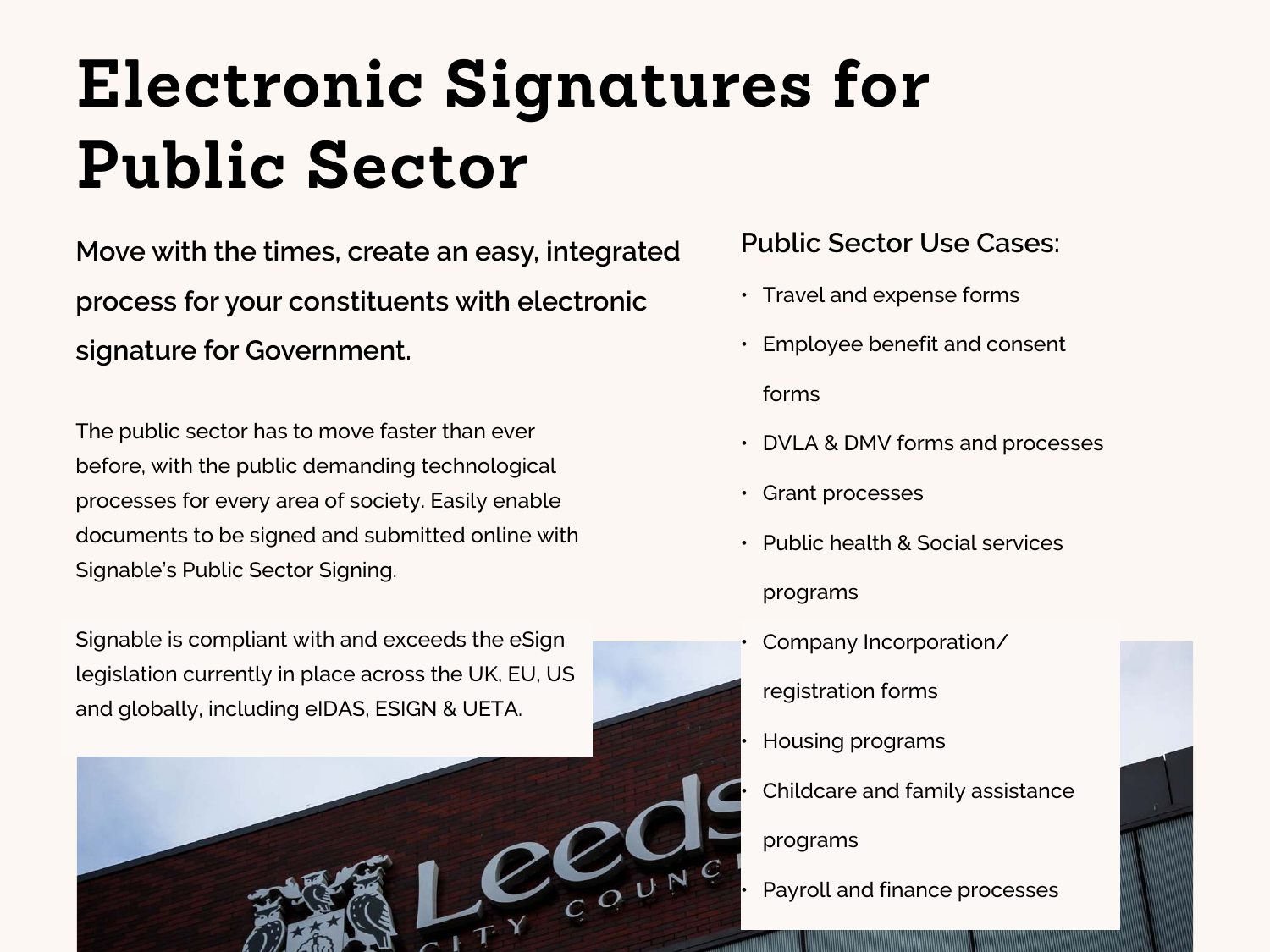# Electronic Signatures for Public Sector

**Move with the times, create an easy, integrated process for your constituents with electronic signature for Government.**

The public sector has to move faster than ever before, with the public demanding technological processes for every area of society. Easily enable documents to be signed and submitted online with Signable's Public Sector Signing.

Signable is compliant with and exceeds the eSign legislation currently in place across the UK, EU, US and globally, including eIDAS, ESIGN & UETA.

## Public Sector Use Cases:

- Travel and expense forms
- Employee benefit and consent forms
- DVLA & DMV forms and processes
- Grant processes
- Public health & Social services programs
- Company Incorporation/ registration forms
- Housing programs
- Childcare and family assistance programs
- Payroll and finance processes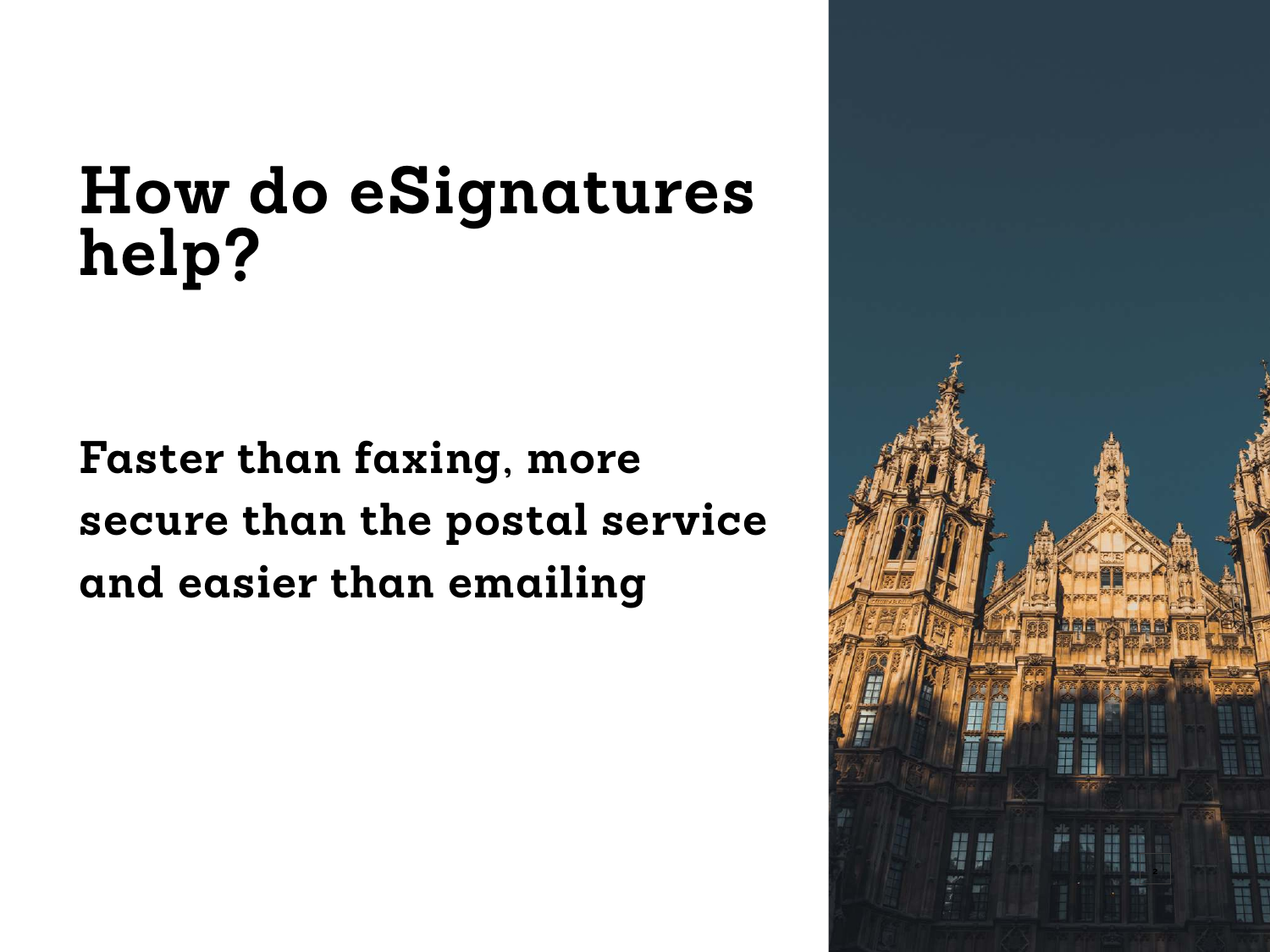# How do eSignatures help?

**Faster than faxing, more secure than the postal service and easier than emailing**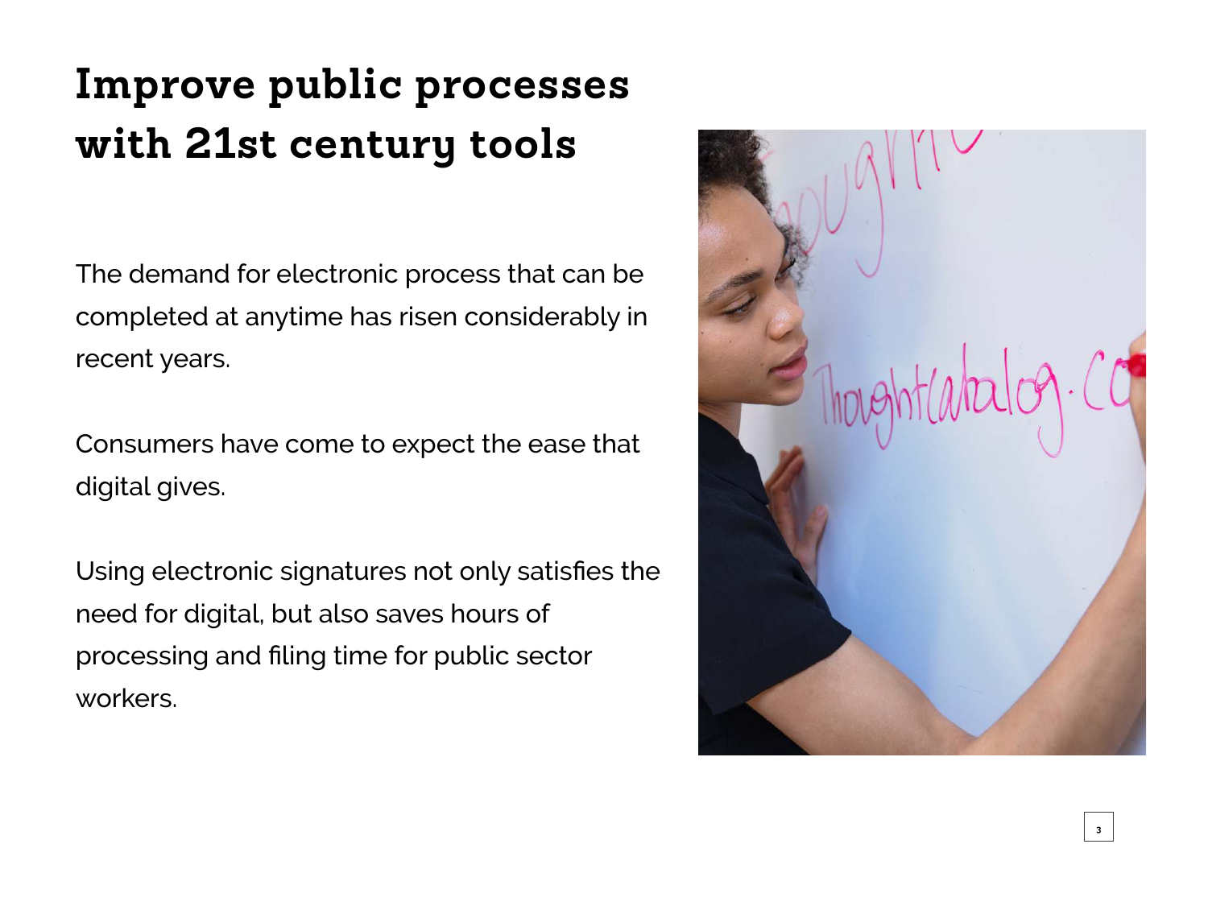# Improve public processes with 21st century tools

The demand for electronic process that can be completed at anytime has risen considerably in recent years.

Consumers have come to expect the ease that digital gives.

Using electronic signatures not only satisfies the need for digital, but also saves hours of processing and filing time for public sector workers.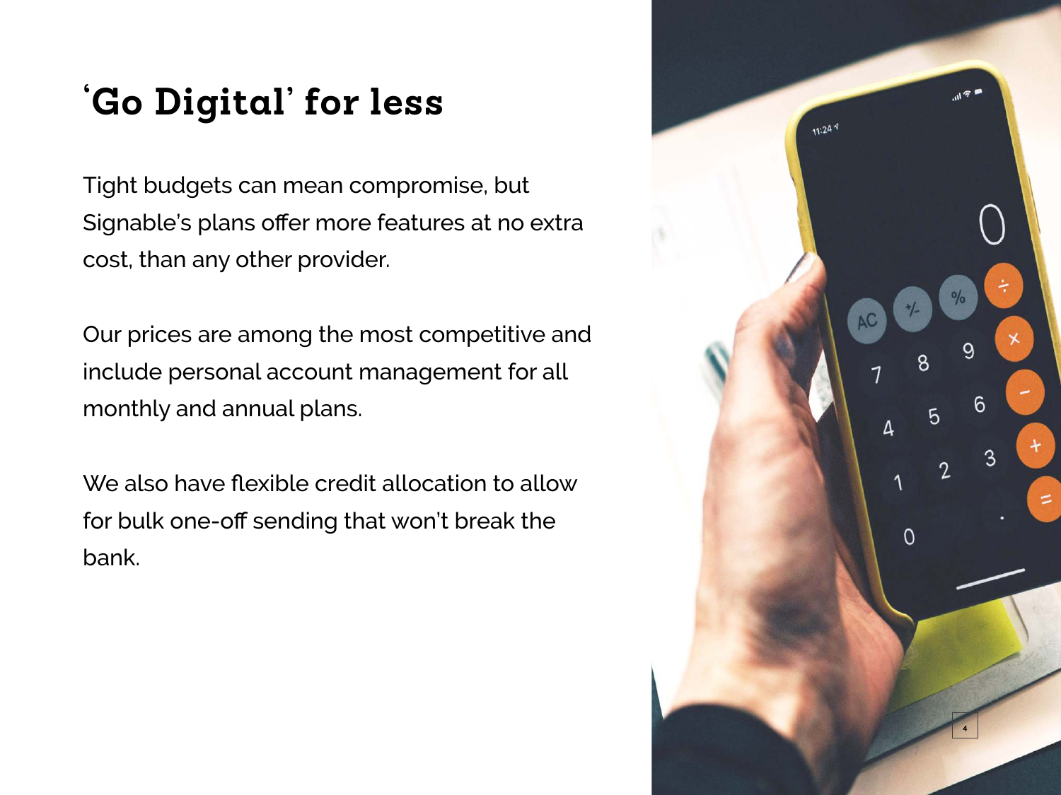# ‘Go Digital’ for less

Tight budgets can mean compromise, but Signable’s plans offer more features at no extra cost, than any other provider.

Our prices are among the most competitive and include personal account management for all monthly and annual plans.

We also have flexible credit allocation to allow for bulk one-off sending that won’t break the bank.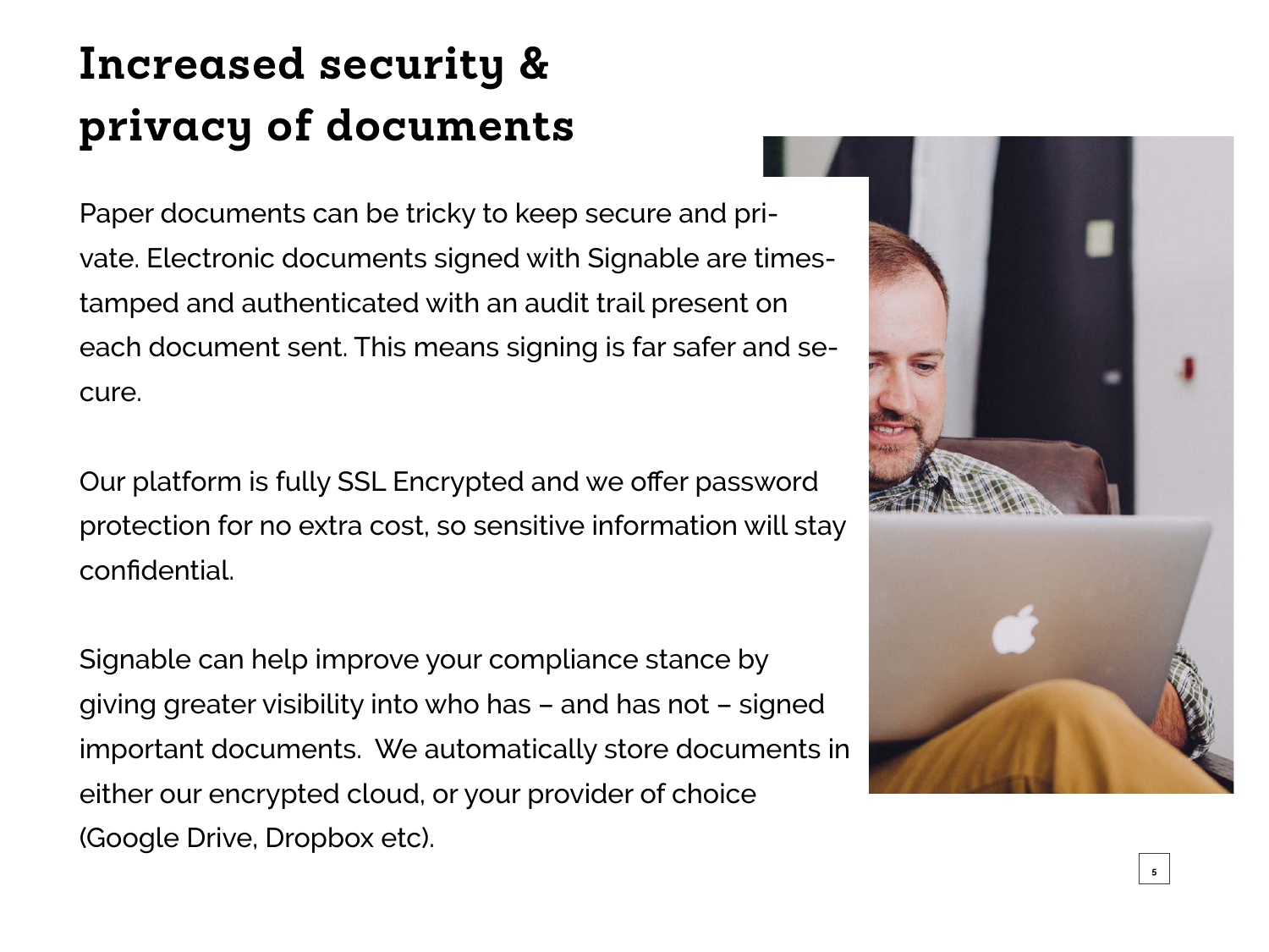# Increased security & privacy of documents

Paper documents can be tricky to keep secure and private. Electronic documents signed with Signable are timestamped and authenticated with an audit trail present on each document sent. This means signing is far safer and secure.

Our platform is fully SSL Encrypted and we offer password protection for no extra cost, so sensitive information will stay confidential.

Signable can help improve your compliance stance by giving greater visibility into who has – and has not – signed important documents. We automatically store documents in either our encrypted cloud, or your provider of choice (Google Drive, Dropbox etc).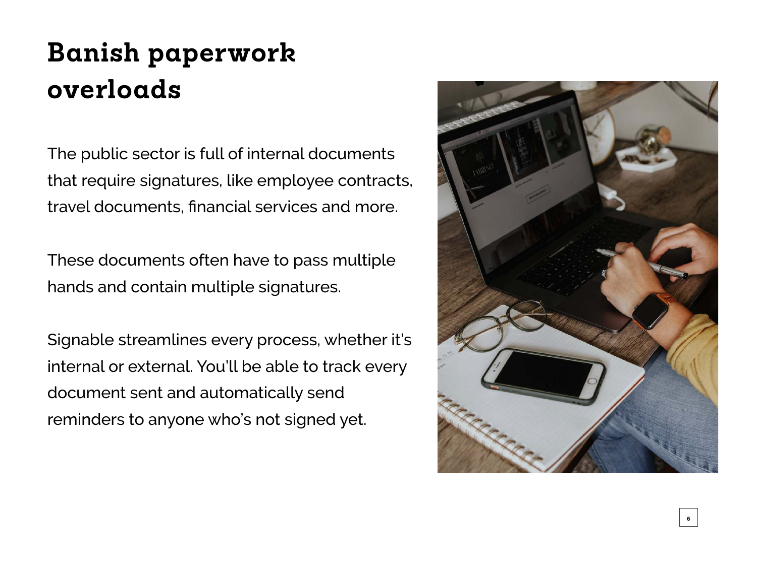# Banish paperwork overloads

The public sector is full of internal documents that require signatures, like employee contracts, travel documents, financial services and more.

These documents often have to pass multiple hands and contain multiple signatures.

Signable streamlines every process, whether it's internal or external. You'll be able to track every document sent and automatically send reminders to anyone who's not signed yet.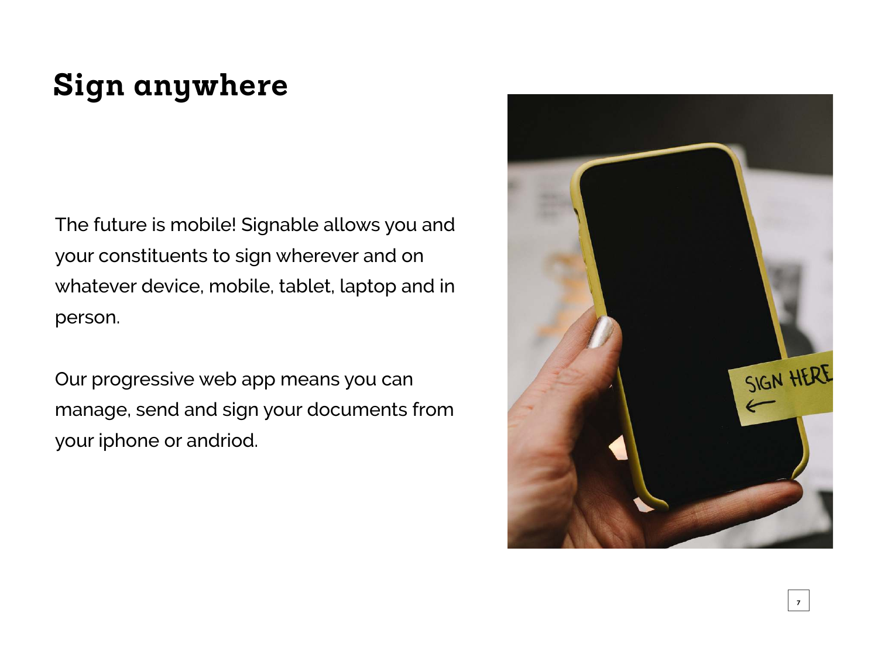# Sign anywhere

The future is mobile! Signable allows you and your constituents to sign wherever and on whatever device, mobile, tablet, laptop and in person.

Our progressive web app means you can manage, send and sign your documents from your iphone or andriod.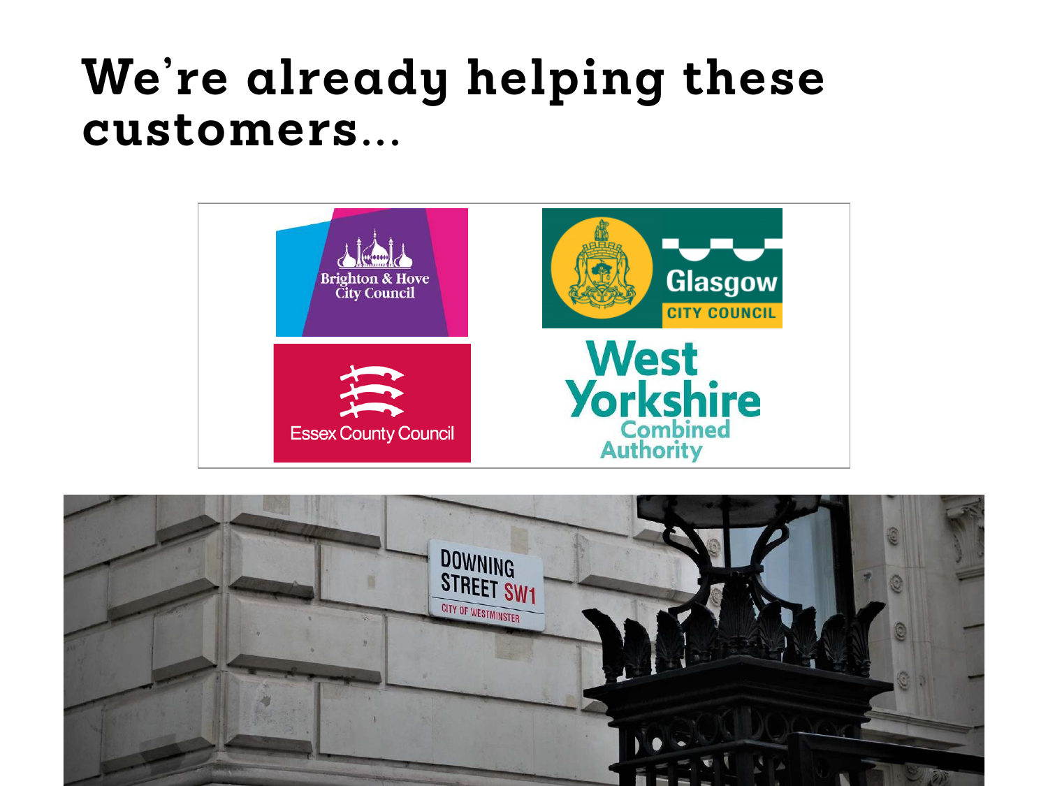# We're already helping these customers…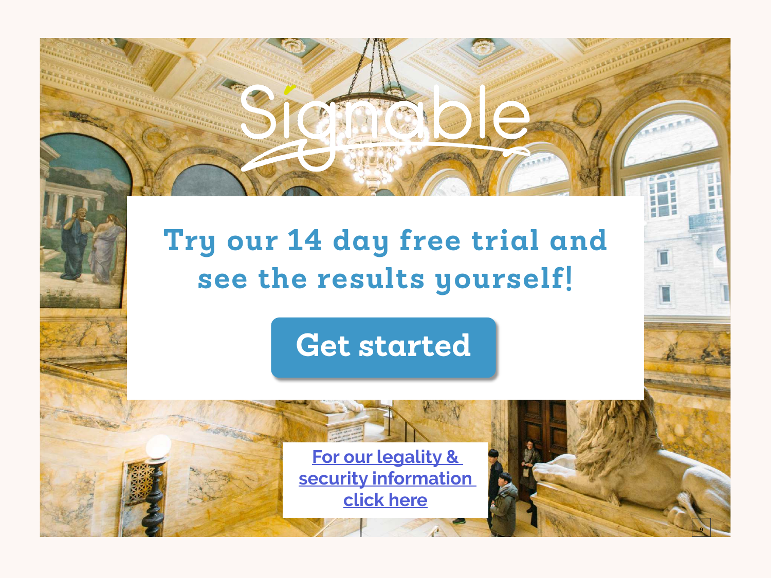Signable

## Try our 14 day free trial and see the results yourself!

**Get started**

For our legality & security information click here